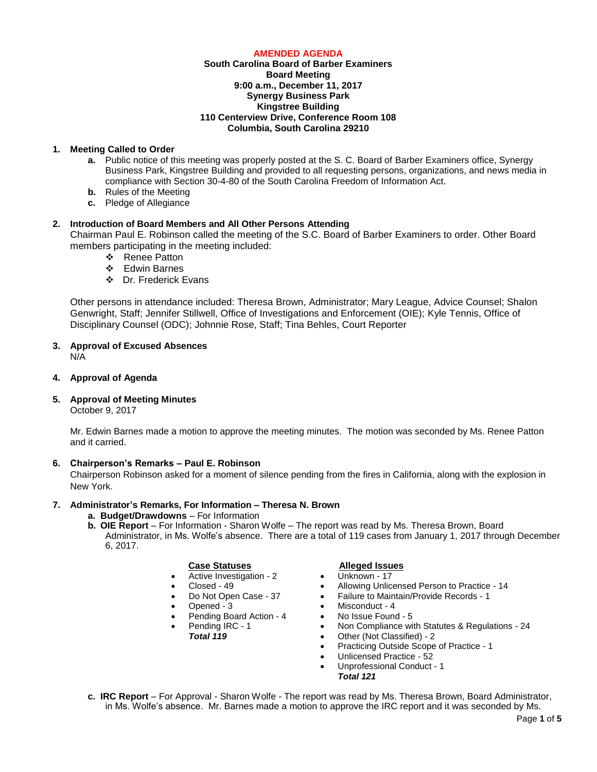**AMENDED AGENDA**

**South Carolina Board of Barber Examiners**
**Board Meeting**
**9:00 a.m., December 11, 2017**
**Synergy Business Park**
**Kingstree Building**
**110 Centerview Drive, Conference Room 108**
**Columbia, South Carolina 29210**

1. **Meeting Called to Order**
   - **a.** Public notice of this meeting was properly posted at the S. C. Board of Barber Examiners office, Synergy Business Park, Kingstree Building and provided to all requesting persons, organizations, and news media in compliance with Section 30-4-80 of the South Carolina Freedom of Information Act.
   - **b.** Rules of the Meeting
   - **c.** Pledge of Allegiance

2. **Introduction of Board Members and All Other Persons Attending**

   Chairman Paul E. Robinson called the meeting of the S.C. Board of Barber Examiners to order. Other Board members participating in the meeting included:
   - Renee Patton
   - Edwin Barnes
   - Dr. Frederick Evans

   Other persons in attendance included: Theresa Brown, Administrator; Mary League, Advice Counsel; Shalon Genwright, Staff; Jennifer Stillwell, Office of Investigations and Enforcement (OIE); Kyle Tennis, Office of Disciplinary Counsel (ODC); Johnnie Rose, Staff; Tina Behles, Court Reporter

3. **Approval of Excused Absences**

   N/A

4. **Approval of Agenda**

5. **Approval of Meeting Minutes**

   October 9, 2017

   Mr. Edwin Barnes made a motion to approve the meeting minutes. The motion was seconded by Ms. Renee Patton and it carried.

6. **Chairperson's Remarks – Paul E. Robinson**

   Chairperson Robinson asked for a moment of silence pending from the fires in California, along with the explosion in New York.

7. **Administrator's Remarks, For Information – Theresa N. Brown**
   - **a. Budget/Drawdowns** – For Information
   - **b. OIE Report** – For Information - Sharon Wolfe – The report was read by Ms. Theresa Brown, Board Administrator, in Ms. Wolfe's absence. There are a total of 119 cases from January 1, 2017 through December 6, 2017.

     **Case Statuses**
     - Active Investigation - 2
     - Closed - 49
     - Do Not Open Case - 37
     - Opened - 3
     - Pending Board Action - 4
     - Pending IRC - 1

     ***Total 119***

     **Alleged Issues**
     - Unknown - 17
     - Allowing Unlicensed Person to Practice - 14
     - Failure to Maintain/Provide Records - 1
     - Misconduct - 4
     - No Issue Found - 5
     - Non Compliance with Statutes & Regulations - 24
     - Other (Not Classified) - 2
     - Practicing Outside Scope of Practice - 1
     - Unlicensed Practice - 52
     - Unprofessional Conduct - 1

     ***Total 121***

   - **c. IRC Report** – For Approval - Sharon Wolfe - The report was read by Ms. Theresa Brown, Board Administrator, in Ms. Wolfe's absence. Mr. Barnes made a motion to approve the IRC report and it was seconded by Ms.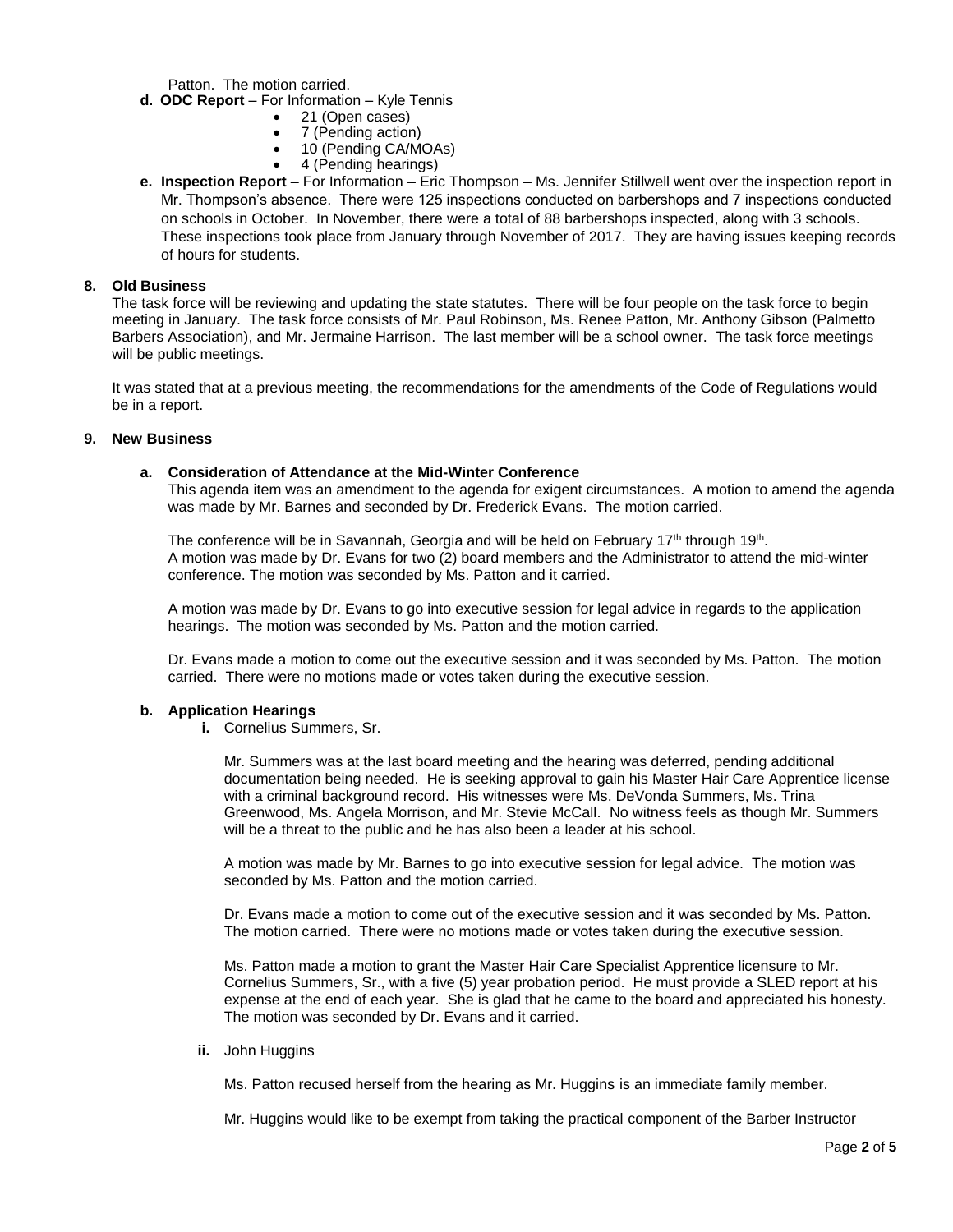Patton. The motion carried.

**d. ODC Report** – For Information – Kyle Tennis

- 21 (Open cases)
- 7 (Pending action)
- 10 (Pending CA/MOAs)
- 4 (Pending hearings)

**e. Inspection Report** – For Information – Eric Thompson – Ms. Jennifer Stillwell went over the inspection report in Mr. Thompson's absence. There were 125 inspections conducted on barbershops and 7 inspections conducted on schools in October. In November, there were a total of 88 barbershops inspected, along with 3 schools. These inspections took place from January through November of 2017. They are having issues keeping records of hours for students.

**8. Old Business**

The task force will be reviewing and updating the state statutes. There will be four people on the task force to begin meeting in January. The task force consists of Mr. Paul Robinson, Ms. Renee Patton, Mr. Anthony Gibson (Palmetto Barbers Association), and Mr. Jermaine Harrison. The last member will be a school owner. The task force meetings will be public meetings.

It was stated that at a previous meeting, the recommendations for the amendments of the Code of Regulations would be in a report.

**9. New Business**

**a. Consideration of Attendance at the Mid-Winter Conference**

This agenda item was an amendment to the agenda for exigent circumstances. A motion to amend the agenda was made by Mr. Barnes and seconded by Dr. Frederick Evans. The motion carried.

The conference will be in Savannah, Georgia and will be held on February 17th through 19th.
A motion was made by Dr. Evans for two (2) board members and the Administrator to attend the mid-winter conference. The motion was seconded by Ms. Patton and it carried.

A motion was made by Dr. Evans to go into executive session for legal advice in regards to the application hearings. The motion was seconded by Ms. Patton and the motion carried.

Dr. Evans made a motion to come out the executive session and it was seconded by Ms. Patton. The motion carried. There were no motions made or votes taken during the executive session.

**b. Application Hearings**

**i.** Cornelius Summers, Sr.

Mr. Summers was at the last board meeting and the hearing was deferred, pending additional documentation being needed. He is seeking approval to gain his Master Hair Care Apprentice license with a criminal background record. His witnesses were Ms. DeVonda Summers, Ms. Trina Greenwood, Ms. Angela Morrison, and Mr. Stevie McCall. No witness feels as though Mr. Summers will be a threat to the public and he has also been a leader at his school.

A motion was made by Mr. Barnes to go into executive session for legal advice. The motion was seconded by Ms. Patton and the motion carried.

Dr. Evans made a motion to come out of the executive session and it was seconded by Ms. Patton. The motion carried. There were no motions made or votes taken during the executive session.

Ms. Patton made a motion to grant the Master Hair Care Specialist Apprentice licensure to Mr. Cornelius Summers, Sr., with a five (5) year probation period. He must provide a SLED report at his expense at the end of each year. She is glad that he came to the board and appreciated his honesty. The motion was seconded by Dr. Evans and it carried.

**ii.** John Huggins

Ms. Patton recused herself from the hearing as Mr. Huggins is an immediate family member.

Mr. Huggins would like to be exempt from taking the practical component of the Barber Instructor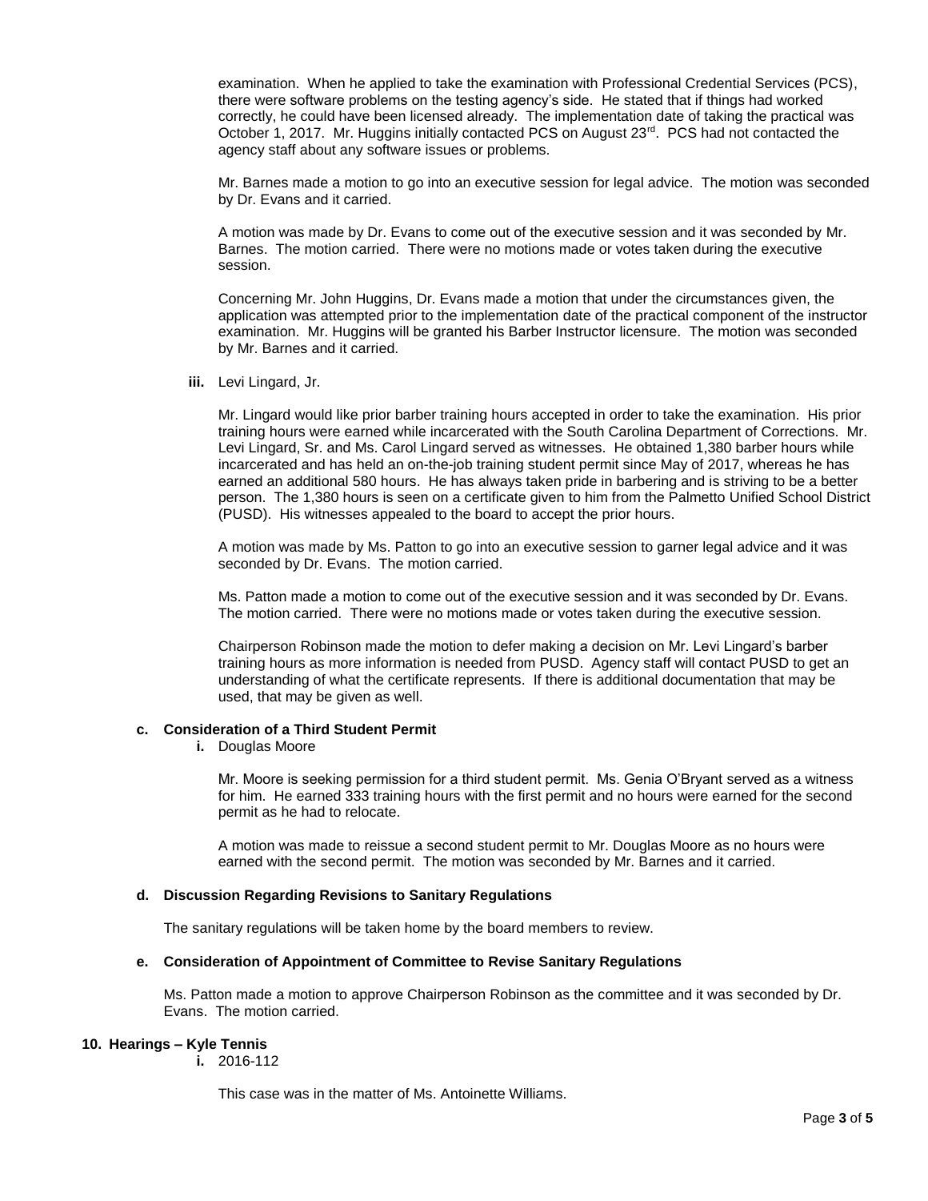examination. When he applied to take the examination with Professional Credential Services (PCS), there were software problems on the testing agency's side. He stated that if things had worked correctly, he could have been licensed already. The implementation date of taking the practical was October 1, 2017. Mr. Huggins initially contacted PCS on August 23rd. PCS had not contacted the agency staff about any software issues or problems.

Mr. Barnes made a motion to go into an executive session for legal advice. The motion was seconded by Dr. Evans and it carried.

A motion was made by Dr. Evans to come out of the executive session and it was seconded by Mr. Barnes. The motion carried. There were no motions made or votes taken during the executive session.

Concerning Mr. John Huggins, Dr. Evans made a motion that under the circumstances given, the application was attempted prior to the implementation date of the practical component of the instructor examination. Mr. Huggins will be granted his Barber Instructor licensure. The motion was seconded by Mr. Barnes and it carried.

**iii.** Levi Lingard, Jr.

Mr. Lingard would like prior barber training hours accepted in order to take the examination. His prior training hours were earned while incarcerated with the South Carolina Department of Corrections. Mr. Levi Lingard, Sr. and Ms. Carol Lingard served as witnesses. He obtained 1,380 barber hours while incarcerated and has held an on-the-job training student permit since May of 2017, whereas he has earned an additional 580 hours. He has always taken pride in barbering and is striving to be a better person. The 1,380 hours is seen on a certificate given to him from the Palmetto Unified School District (PUSD). His witnesses appealed to the board to accept the prior hours.

A motion was made by Ms. Patton to go into an executive session to garner legal advice and it was seconded by Dr. Evans. The motion carried.

Ms. Patton made a motion to come out of the executive session and it was seconded by Dr. Evans. The motion carried. There were no motions made or votes taken during the executive session.

Chairperson Robinson made the motion to defer making a decision on Mr. Levi Lingard's barber training hours as more information is needed from PUSD. Agency staff will contact PUSD to get an understanding of what the certificate represents. If there is additional documentation that may be used, that may be given as well.

**c. Consideration of a Third Student Permit**

**i.** Douglas Moore

Mr. Moore is seeking permission for a third student permit. Ms. Genia O'Bryant served as a witness for him. He earned 333 training hours with the first permit and no hours were earned for the second permit as he had to relocate.

A motion was made to reissue a second student permit to Mr. Douglas Moore as no hours were earned with the second permit. The motion was seconded by Mr. Barnes and it carried.

**d. Discussion Regarding Revisions to Sanitary Regulations**

The sanitary regulations will be taken home by the board members to review.

**e. Consideration of Appointment of Committee to Revise Sanitary Regulations**

Ms. Patton made a motion to approve Chairperson Robinson as the committee and it was seconded by Dr. Evans. The motion carried.

**10. Hearings – Kyle Tennis**

**i.** 2016-112

This case was in the matter of Ms. Antoinette Williams.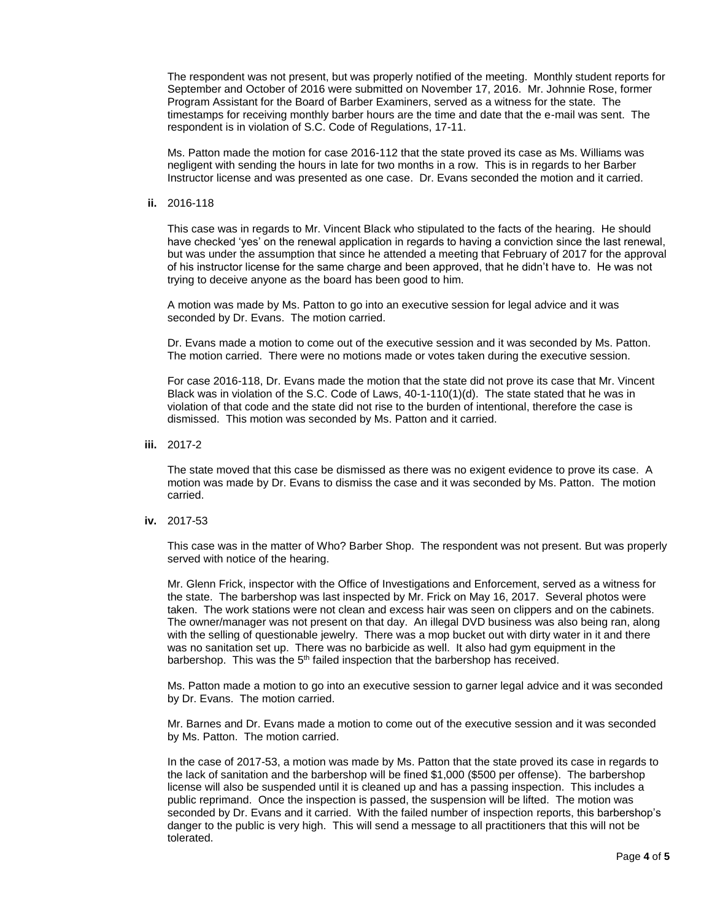The respondent was not present, but was properly notified of the meeting. Monthly student reports for September and October of 2016 were submitted on November 17, 2016. Mr. Johnnie Rose, former Program Assistant for the Board of Barber Examiners, served as a witness for the state. The timestamps for receiving monthly barber hours are the time and date that the e-mail was sent. The respondent is in violation of S.C. Code of Regulations, 17-11.

Ms. Patton made the motion for case 2016-112 that the state proved its case as Ms. Williams was negligent with sending the hours in late for two months in a row. This is in regards to her Barber Instructor license and was presented as one case. Dr. Evans seconded the motion and it carried.

**ii.** 2016-118

This case was in regards to Mr. Vincent Black who stipulated to the facts of the hearing. He should have checked 'yes' on the renewal application in regards to having a conviction since the last renewal, but was under the assumption that since he attended a meeting that February of 2017 for the approval of his instructor license for the same charge and been approved, that he didn't have to. He was not trying to deceive anyone as the board has been good to him.

A motion was made by Ms. Patton to go into an executive session for legal advice and it was seconded by Dr. Evans. The motion carried.

Dr. Evans made a motion to come out of the executive session and it was seconded by Ms. Patton. The motion carried. There were no motions made or votes taken during the executive session.

For case 2016-118, Dr. Evans made the motion that the state did not prove its case that Mr. Vincent Black was in violation of the S.C. Code of Laws, 40-1-110(1)(d). The state stated that he was in violation of that code and the state did not rise to the burden of intentional, therefore the case is dismissed. This motion was seconded by Ms. Patton and it carried.

**iii.** 2017-2

The state moved that this case be dismissed as there was no exigent evidence to prove its case. A motion was made by Dr. Evans to dismiss the case and it was seconded by Ms. Patton. The motion carried.

**iv.** 2017-53

This case was in the matter of Who? Barber Shop. The respondent was not present. But was properly served with notice of the hearing.

Mr. Glenn Frick, inspector with the Office of Investigations and Enforcement, served as a witness for the state. The barbershop was last inspected by Mr. Frick on May 16, 2017. Several photos were taken. The work stations were not clean and excess hair was seen on clippers and on the cabinets. The owner/manager was not present on that day. An illegal DVD business was also being ran, along with the selling of questionable jewelry. There was a mop bucket out with dirty water in it and there was no sanitation set up. There was no barbicide as well. It also had gym equipment in the barbershop. This was the 5th failed inspection that the barbershop has received.

Ms. Patton made a motion to go into an executive session to garner legal advice and it was seconded by Dr. Evans. The motion carried.

Mr. Barnes and Dr. Evans made a motion to come out of the executive session and it was seconded by Ms. Patton. The motion carried.

In the case of 2017-53, a motion was made by Ms. Patton that the state proved its case in regards to the lack of sanitation and the barbershop will be fined $1,000 ($500 per offense). The barbershop license will also be suspended until it is cleaned up and has a passing inspection. This includes a public reprimand. Once the inspection is passed, the suspension will be lifted. The motion was seconded by Dr. Evans and it carried. With the failed number of inspection reports, this barbershop's danger to the public is very high. This will send a message to all practitioners that this will not be tolerated.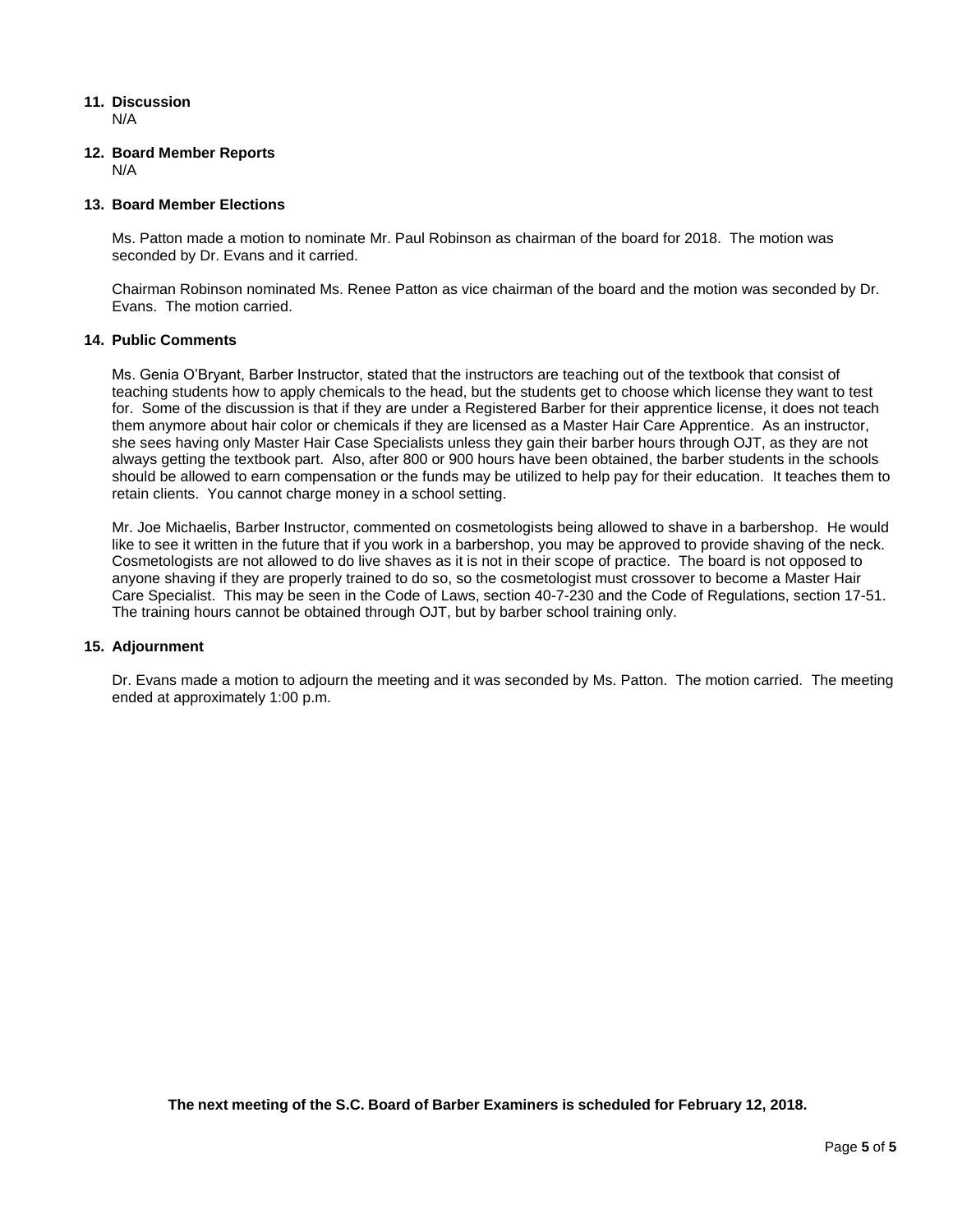**11. Discussion**
N/A

**12. Board Member Reports**
N/A

**13. Board Member Elections**

Ms. Patton made a motion to nominate Mr. Paul Robinson as chairman of the board for 2018. The motion was seconded by Dr. Evans and it carried.

Chairman Robinson nominated Ms. Renee Patton as vice chairman of the board and the motion was seconded by Dr. Evans. The motion carried.

**14. Public Comments**

Ms. Genia O'Bryant, Barber Instructor, stated that the instructors are teaching out of the textbook that consist of teaching students how to apply chemicals to the head, but the students get to choose which license they want to test for. Some of the discussion is that if they are under a Registered Barber for their apprentice license, it does not teach them anymore about hair color or chemicals if they are licensed as a Master Hair Care Apprentice. As an instructor, she sees having only Master Hair Case Specialists unless they gain their barber hours through OJT, as they are not always getting the textbook part. Also, after 800 or 900 hours have been obtained, the barber students in the schools should be allowed to earn compensation or the funds may be utilized to help pay for their education. It teaches them to retain clients. You cannot charge money in a school setting.

Mr. Joe Michaelis, Barber Instructor, commented on cosmetologists being allowed to shave in a barbershop. He would like to see it written in the future that if you work in a barbershop, you may be approved to provide shaving of the neck. Cosmetologists are not allowed to do live shaves as it is not in their scope of practice. The board is not opposed to anyone shaving if they are properly trained to do so, so the cosmetologist must crossover to become a Master Hair Care Specialist. This may be seen in the Code of Laws, section 40-7-230 and the Code of Regulations, section 17-51. The training hours cannot be obtained through OJT, but by barber school training only.

**15. Adjournment**

Dr. Evans made a motion to adjourn the meeting and it was seconded by Ms. Patton. The motion carried. The meeting ended at approximately 1:00 p.m.

**The next meeting of the S.C. Board of Barber Examiners is scheduled for February 12, 2018.**